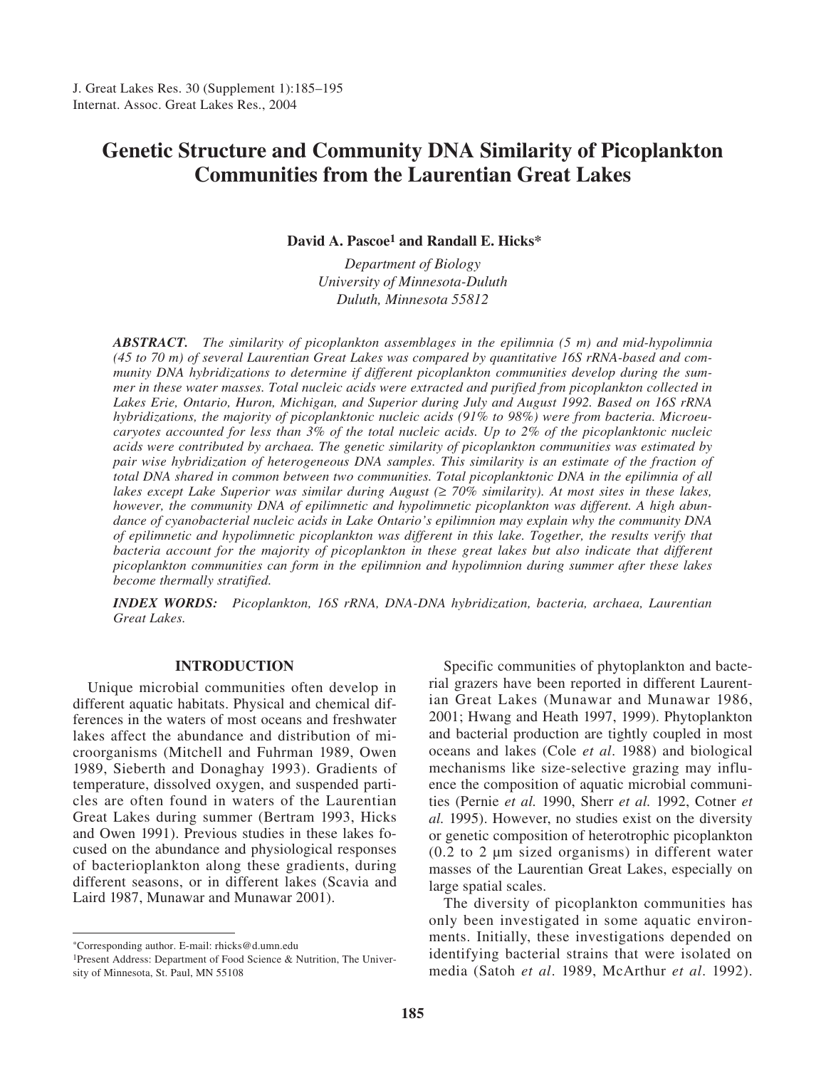# Genetic Structure and Community DNA Similarity of Picoplankton Communities from the Laurentian Great Lakes

**David A. Pascoe[1] and Randall E. Hicks***

*Department of Biology*
*University of Minnesota-Duluth*
*Duluth, Minnesota 55812*

***ABSTRACT.*** *The similarity of picoplankton assemblages in the epilimnia (5 m) and mid-hypolimnia (45 to 70 m) of several Laurentian Great Lakes was compared by quantitative 16S rRNA-based and community DNA hybridizations to determine if different picoplankton communities develop during the summer in these water masses. Total nucleic acids were extracted and purified from picoplankton collected in Lakes Erie, Ontario, Huron, Michigan, and Superior during July and August 1992. Based on 16S rRNA hybridizations, the majority of picoplanktonic nucleic acids (91% to 98%) were from bacteria. Microeucaryotes accounted for less than 3% of the total nucleic acids. Up to 2% of the picoplanktonic nucleic acids were contributed by archaea. The genetic similarity of picoplankton communities was estimated by pair wise hybridization of heterogeneous DNA samples. This similarity is an estimate of the fraction of total DNA shared in common between two communities. Total picoplanktonic DNA in the epilimnia of all lakes except Lake Superior was similar during August (≥ 70% similarity). At most sites in these lakes, however, the community DNA of epilimnetic and hypolimnetic picoplankton was different. A high abundance of cyanobacterial nucleic acids in Lake Ontario's epilimnion may explain why the community DNA of epilimnetic and hypolimnetic picoplankton was different in this lake. Together, the results verify that bacteria account for the majority of picoplankton in these great lakes but also indicate that different picoplankton communities can form in the epilimnion and hypolimnion during summer after these lakes become thermally stratified.*

***INDEX WORDS:*** *Picoplankton, 16S rRNA, DNA-DNA hybridization, bacteria, archaea, Laurentian Great Lakes.*

## INTRODUCTION

Unique microbial communities often develop in different aquatic habitats. Physical and chemical differences in the waters of most oceans and freshwater lakes affect the abundance and distribution of microorganisms (Mitchell and Fuhrman 1989, Owen 1989, Sieberth and Donaghay 1993). Gradients of temperature, dissolved oxygen, and suspended particles are often found in waters of the Laurentian Great Lakes during summer (Bertram 1993, Hicks and Owen 1991). Previous studies in these lakes focused on the abundance and physiological responses of bacterioplankton along these gradients, during different seasons, or in different lakes (Scavia and Laird 1987, Munawar and Munawar 2001).

Specific communities of phytoplankton and bacterial grazers have been reported in different Laurentian Great Lakes (Munawar and Munawar 1986, 2001; Hwang and Heath 1997, 1999). Phytoplankton and bacterial production are tightly coupled in most oceans and lakes (Cole *et al*. 1988) and biological mechanisms like size-selective grazing may influence the composition of aquatic microbial communities (Pernie *et al.* 1990, Sherr *et al.* 1992, Cotner *et al.* 1995). However, no studies exist on the diversity or genetic composition of heterotrophic picoplankton (0.2 to 2 µm sized organisms) in different water masses of the Laurentian Great Lakes, especially on large spatial scales.

The diversity of picoplankton communities has only been investigated in some aquatic environments. Initially, these investigations depended on identifying bacterial strains that were isolated on media (Satoh *et al*. 1989, McArthur *et al*. 1992).

---

*Corresponding author. E-mail: rhicks@d.umn.edu

[1]Present Address: Department of Food Science & Nutrition, The University of Minnesota, St. Paul, MN 55108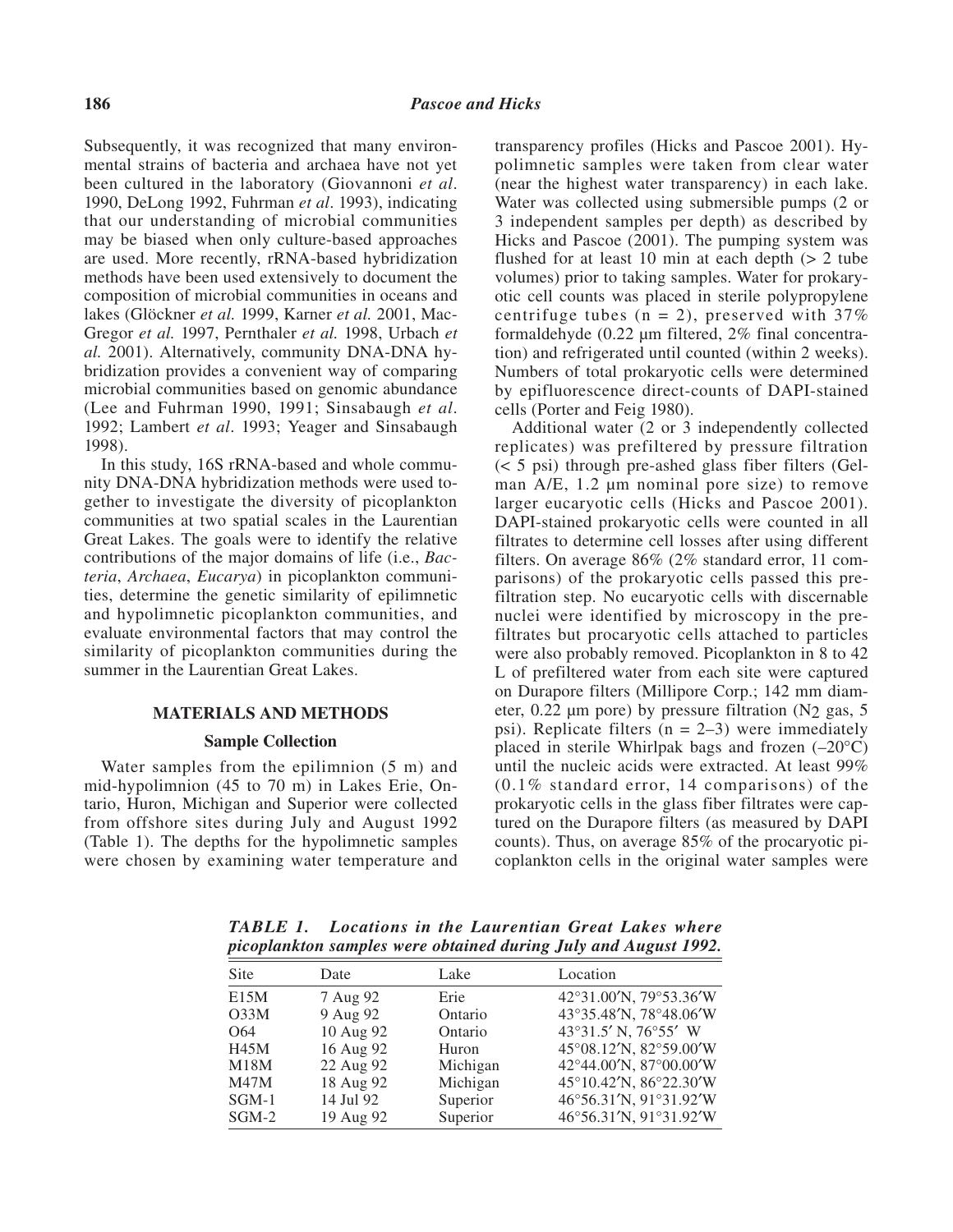Subsequently, it was recognized that many environmental strains of bacteria and archaea have not yet been cultured in the laboratory (Giovannoni *et al*. 1990, DeLong 1992, Fuhrman *et al*. 1993), indicating that our understanding of microbial communities may be biased when only culture-based approaches are used. More recently, rRNA-based hybridization methods have been used extensively to document the composition of microbial communities in oceans and lakes (Glöckner *et al.* 1999, Karner *et al.* 2001, MacGregor *et al.* 1997, Pernthaler *et al.* 1998, Urbach *et al.* 2001). Alternatively, community DNA-DNA hybridization provides a convenient way of comparing microbial communities based on genomic abundance (Lee and Fuhrman 1990, 1991; Sinsabaugh *et al*. 1992; Lambert *et al*. 1993; Yeager and Sinsabaugh 1998).

In this study, 16S rRNA-based and whole community DNA-DNA hybridization methods were used together to investigate the diversity of picoplankton communities at two spatial scales in the Laurentian Great Lakes. The goals were to identify the relative contributions of the major domains of life (i.e., *Bacteria*, *Archaea*, *Eucarya*) in picoplankton communities, determine the genetic similarity of epilimnetic and hypolimnetic picoplankton communities, and evaluate environmental factors that may control the similarity of picoplankton communities during the summer in the Laurentian Great Lakes.

## MATERIALS AND METHODS

### Sample Collection

Water samples from the epilimnion (5 m) and mid-hypolimnion (45 to 70 m) in Lakes Erie, Ontario, Huron, Michigan and Superior were collected from offshore sites during July and August 1992 (Table 1). The depths for the hypolimnetic samples were chosen by examining water temperature and transparency profiles (Hicks and Pascoe 2001). Hypolimnetic samples were taken from clear water (near the highest water transparency) in each lake. Water was collected using submersible pumps (2 or 3 independent samples per depth) as described by Hicks and Pascoe (2001). The pumping system was flushed for at least 10 min at each depth (> 2 tube volumes) prior to taking samples. Water for prokaryotic cell counts was placed in sterile polypropylene centrifuge tubes (n = 2), preserved with 37% formaldehyde (0.22 µm filtered, 2% final concentration) and refrigerated until counted (within 2 weeks). Numbers of total prokaryotic cells were determined by epifluorescence direct-counts of DAPI-stained cells (Porter and Feig 1980).

Additional water (2 or 3 independently collected replicates) was prefiltered by pressure filtration (< 5 psi) through pre-ashed glass fiber filters (Gelman A/E, 1.2 µm nominal pore size) to remove larger eucaryotic cells (Hicks and Pascoe 2001). DAPI-stained prokaryotic cells were counted in all filtrates to determine cell losses after using different filters. On average 86% (2% standard error, 11 comparisons) of the prokaryotic cells passed this prefiltration step. No eucaryotic cells with discernable nuclei were identified by microscopy in the prefiltrates but procaryotic cells attached to particles were also probably removed. Picoplankton in 8 to 42 L of prefiltered water from each site were captured on Durapore filters (Millipore Corp.; 142 mm diameter, 0.22 µm pore) by pressure filtration ($N_2$ gas, 5 psi). Replicate filters (n = 2–3) were immediately placed in sterile Whirlpak bags and frozen (–20°C) until the nucleic acids were extracted. At least 99% (0.1% standard error, 14 comparisons) of the prokaryotic cells in the glass fiber filtrates were captured on the Durapore filters (as measured by DAPI counts). Thus, on average 85% of the procaryotic picoplankton cells in the original water samples were

***TABLE 1. Locations in the Laurentian Great Lakes where picoplankton samples were obtained during July and August 1992.***

| Site | Date | Lake | Location |
|---|---|---|---|
| E15M | 7 Aug 92 | Erie | 42°31.00′N, 79°53.36′W |
| O33M | 9 Aug 92 | Ontario | 43°35.48′N, 78°48.06′W |
| O64 | 10 Aug 92 | Ontario | 43°31.5′ N, 76°55′ W |
| H45M | 16 Aug 92 | Huron | 45°08.12′N, 82°59.00′W |
| M18M | 22 Aug 92 | Michigan | 42°44.00′N, 87°00.00′W |
| M47M | 18 Aug 92 | Michigan | 45°10.42′N, 86°22.30′W |
| SGM-1 | 14 Jul 92 | Superior | 46°56.31′N, 91°31.92′W |
| SGM-2 | 19 Aug 92 | Superior | 46°56.31′N, 91°31.92′W |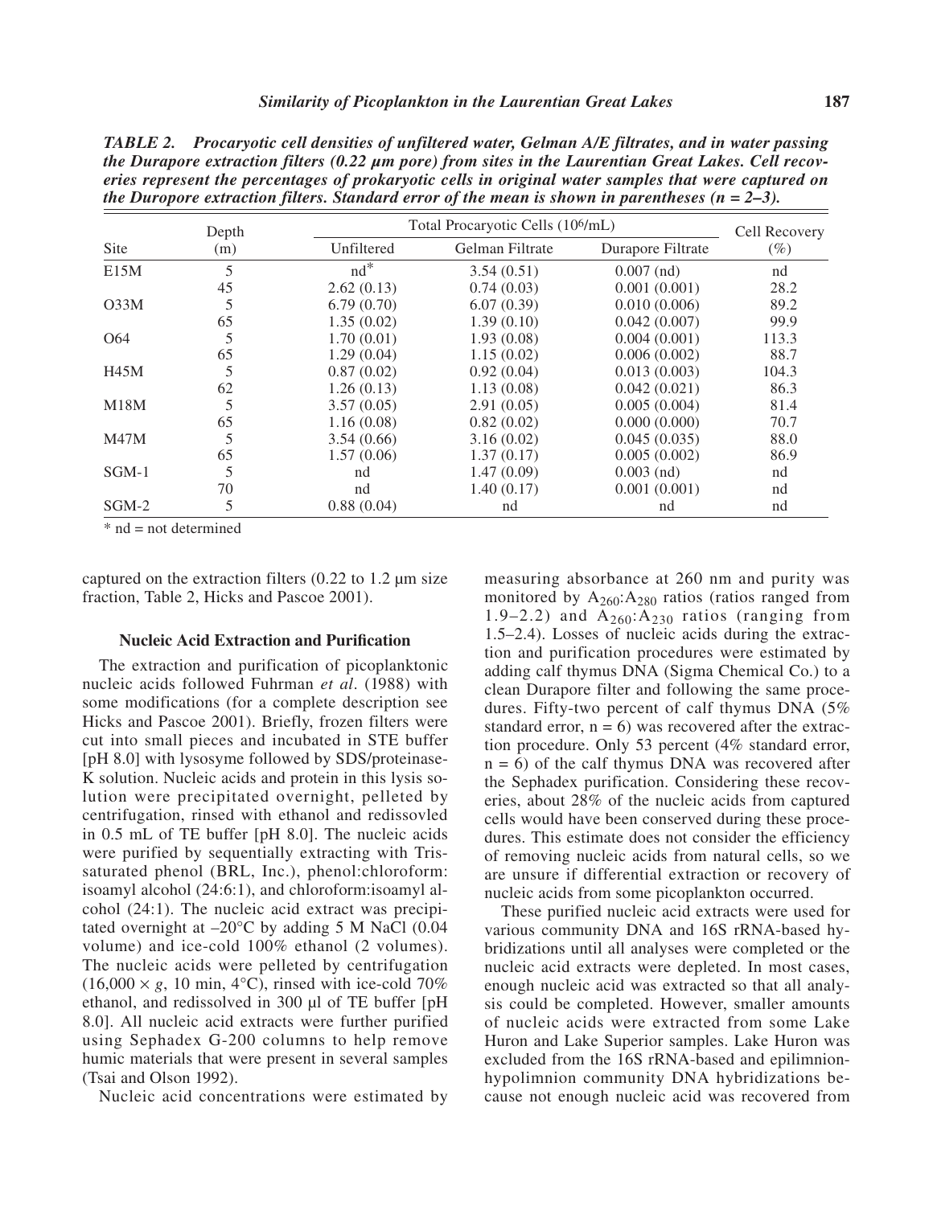***TABLE 2. Procaryotic cell densities of unfiltered water, Gelman A/E filtrates, and in water passing the Durapore extraction filters (0.22 µm pore) from sites in the Laurentian Great Lakes. Cell recoveries represent the percentages of prokaryotic cells in original water samples that were captured on the Duropore extraction filters. Standard error of the mean is shown in parentheses (n = 2–3).***

| Site | Depth (m) | Total Procaryotic Cells ($10^6$/mL) | | | Cell Recovery (%) |
|---|---|---|---|---|---|
| | | Unfiltered | Gelman Filtrate | Durapore Filtrate | |
| E15M | 5 | nd* | 3.54 (0.51) | 0.007 (nd) | nd |
| | 45 | 2.62 (0.13) | 0.74 (0.03) | 0.001 (0.001) | 28.2 |
| O33M | 5 | 6.79 (0.70) | 6.07 (0.39) | 0.010 (0.006) | 89.2 |
| | 65 | 1.35 (0.02) | 1.39 (0.10) | 0.042 (0.007) | 99.9 |
| O64 | 5 | 1.70 (0.01) | 1.93 (0.08) | 0.004 (0.001) | 113.3 |
| | 65 | 1.29 (0.04) | 1.15 (0.02) | 0.006 (0.002) | 88.7 |
| H45M | 5 | 0.87 (0.02) | 0.92 (0.04) | 0.013 (0.003) | 104.3 |
| | 62 | 1.26 (0.13) | 1.13 (0.08) | 0.042 (0.021) | 86.3 |
| M18M | 5 | 3.57 (0.05) | 2.91 (0.05) | 0.005 (0.004) | 81.4 |
| | 65 | 1.16 (0.08) | 0.82 (0.02) | 0.000 (0.000) | 70.7 |
| M47M | 5 | 3.54 (0.66) | 3.16 (0.02) | 0.045 (0.035) | 88.0 |
| | 65 | 1.57 (0.06) | 1.37 (0.17) | 0.005 (0.002) | 86.9 |
| SGM-1 | 5 | nd | 1.47 (0.09) | 0.003 (nd) | nd |
| | 70 | nd | 1.40 (0.17) | 0.001 (0.001) | nd |
| SGM-2 | 5 | 0.88 (0.04) | nd | nd | nd |

\* nd = not determined

captured on the extraction filters (0.22 to 1.2 µm size fraction, Table 2, Hicks and Pascoe 2001).

### Nucleic Acid Extraction and Purification

The extraction and purification of picoplanktonic nucleic acids followed Fuhrman *et al*. (1988) with some modifications (for a complete description see Hicks and Pascoe 2001). Briefly, frozen filters were cut into small pieces and incubated in STE buffer [pH 8.0] with lysosyme followed by SDS/proteinase-K solution. Nucleic acids and protein in this lysis solution were precipitated overnight, pelleted by centrifugation, rinsed with ethanol and redissovled in 0.5 mL of TE buffer [pH 8.0]. The nucleic acids were purified by sequentially extracting with Tris-saturated phenol (BRL, Inc.), phenol:chloroform: isoamyl alcohol (24:6:1), and chloroform:isoamyl alcohol (24:1). The nucleic acid extract was precipitated overnight at –20°C by adding 5 M NaCl (0.04 volume) and ice-cold 100% ethanol (2 volumes). The nucleic acids were pelleted by centrifugation (16,000 × *g*, 10 min, 4°C), rinsed with ice-cold 70% ethanol, and redissolved in 300 µl of TE buffer [pH 8.0]. All nucleic acid extracts were further purified using Sephadex G-200 columns to help remove humic materials that were present in several samples (Tsai and Olson 1992).

Nucleic acid concentrations were estimated by measuring absorbance at 260 nm and purity was monitored by $A_{260}$:$A_{280}$ ratios (ratios ranged from 1.9–2.2) and $A_{260}$:$A_{230}$ ratios (ranging from 1.5–2.4). Losses of nucleic acids during the extraction and purification procedures were estimated by adding calf thymus DNA (Sigma Chemical Co.) to a clean Durapore filter and following the same procedures. Fifty-two percent of calf thymus DNA (5% standard error, n = 6) was recovered after the extraction procedure. Only 53 percent (4% standard error, n = 6) of the calf thymus DNA was recovered after the Sephadex purification. Considering these recoveries, about 28% of the nucleic acids from captured cells would have been conserved during these procedures. This estimate does not consider the efficiency of removing nucleic acids from natural cells, so we are unsure if differential extraction or recovery of nucleic acids from some picoplankton occurred.

These purified nucleic acid extracts were used for various community DNA and 16S rRNA-based hybridizations until all analyses were completed or the nucleic acid extracts were depleted. In most cases, enough nucleic acid was extracted so that all analysis could be completed. However, smaller amounts of nucleic acids were extracted from some Lake Huron and Lake Superior samples. Lake Huron was excluded from the 16S rRNA-based and epilimnion-hypolimnion community DNA hybridizations because not enough nucleic acid was recovered from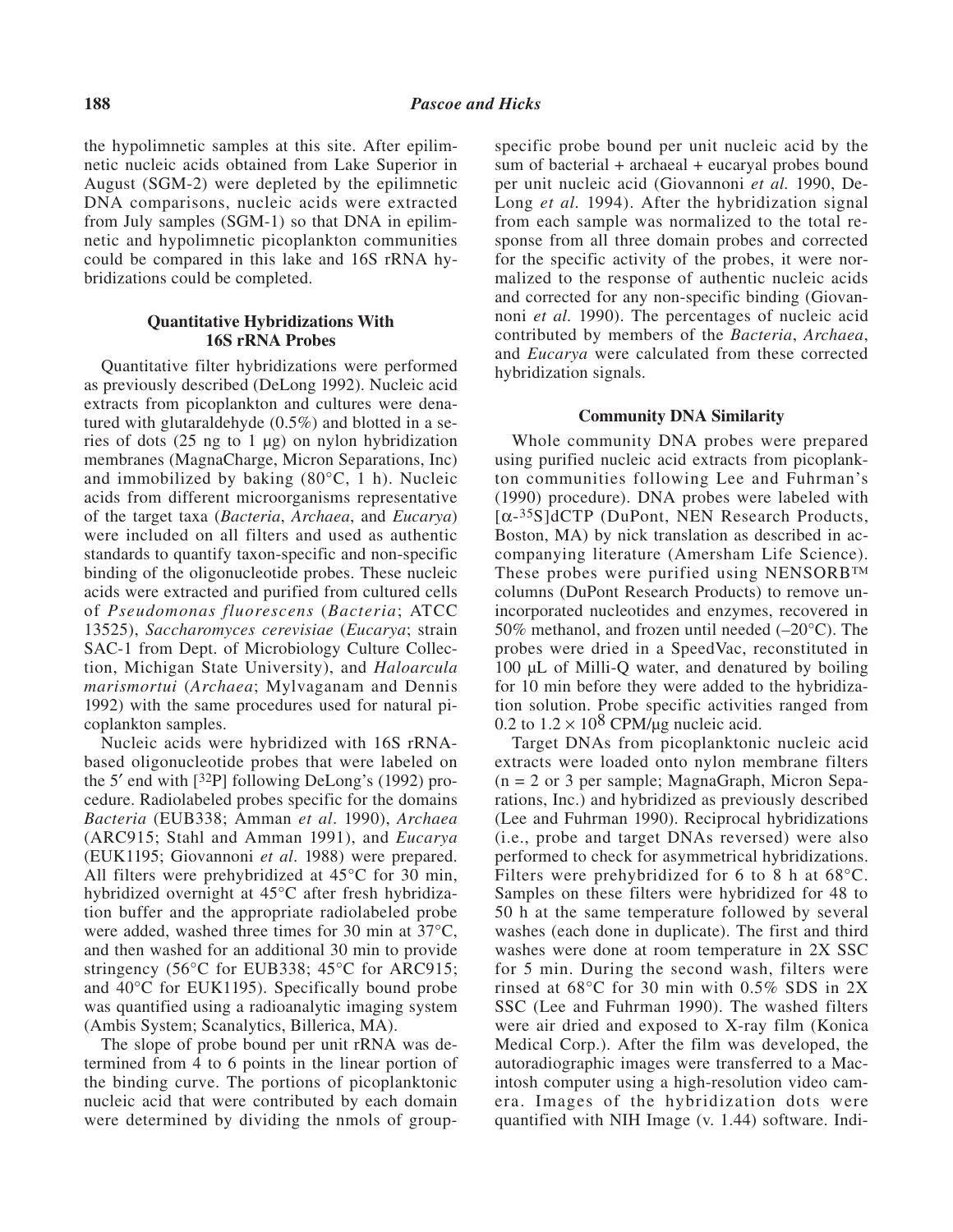the hypolimnetic samples at this site. After epilimnetic nucleic acids obtained from Lake Superior in August (SGM-2) were depleted by the epilimnetic DNA comparisons, nucleic acids were extracted from July samples (SGM-1) so that DNA in epilimnetic and hypolimnetic picoplankton communities could be compared in this lake and 16S rRNA hybridizations could be completed.

### Quantitative Hybridizations With 16S rRNA Probes

Quantitative filter hybridizations were performed as previously described (DeLong 1992). Nucleic acid extracts from picoplankton and cultures were denatured with glutaraldehyde (0.5%) and blotted in a series of dots (25 ng to 1 µg) on nylon hybridization membranes (MagnaCharge, Micron Separations, Inc) and immobilized by baking (80°C, 1 h). Nucleic acids from different microorganisms representative of the target taxa (*Bacteria*, *Archaea*, and *Eucarya*) were included on all filters and used as authentic standards to quantify taxon-specific and non-specific binding of the oligonucleotide probes. These nucleic acids were extracted and purified from cultured cells of *Pseudomonas fluorescens* (*Bacteria*; ATCC 13525), *Saccharomyces cerevisiae* (*Eucarya*; strain SAC-1 from Dept. of Microbiology Culture Collection, Michigan State University), and *Haloarcula marismortui* (*Archaea*; Mylvaganam and Dennis 1992) with the same procedures used for natural picoplankton samples.

Nucleic acids were hybridized with 16S rRNA-based oligonucleotide probes that were labeled on the 5′ end with [$^{32}$P] following DeLong's (1992) procedure. Radiolabeled probes specific for the domains *Bacteria* (EUB338; Amman *et al*. 1990), *Archaea* (ARC915; Stahl and Amman 1991), and *Eucarya* (EUK1195; Giovannoni *et al*. 1988) were prepared. All filters were prehybridized at 45°C for 30 min, hybridized overnight at 45°C after fresh hybridization buffer and the appropriate radiolabeled probe were added, washed three times for 30 min at 37°C, and then washed for an additional 30 min to provide stringency (56°C for EUB338; 45°C for ARC915; and 40°C for EUK1195). Specifically bound probe was quantified using a radioanalytic imaging system (Ambis System; Scanalytics, Billerica, MA).

The slope of probe bound per unit rRNA was determined from 4 to 6 points in the linear portion of the binding curve. The portions of picoplanktonic nucleic acid that were contributed by each domain were determined by dividing the nmols of group-specific probe bound per unit nucleic acid by the sum of bacterial + archaeal + eucaryal probes bound per unit nucleic acid (Giovannoni *et al.* 1990, DeLong *et al.* 1994). After the hybridization signal from each sample was normalized to the total response from all three domain probes and corrected for the specific activity of the probes, it were normalized to the response of authentic nucleic acids and corrected for any non-specific binding (Giovannoni *et al.* 1990). The percentages of nucleic acid contributed by members of the *Bacteria*, *Archaea*, and *Eucarya* were calculated from these corrected hybridization signals.

### Community DNA Similarity

Whole community DNA probes were prepared using purified nucleic acid extracts from picoplankton communities following Lee and Fuhrman's (1990) procedure. DNA probes were labeled with [$\alpha$-$^{35}$S]dCTP (DuPont, NEN Research Products, Boston, MA) by nick translation as described in accompanying literature (Amersham Life Science). These probes were purified using NENSORB™ columns (DuPont Research Products) to remove unincorporated nucleotides and enzymes, recovered in 50% methanol, and frozen until needed (–20°C). The probes were dried in a SpeedVac, reconstituted in 100 µL of Milli-Q water, and denatured by boiling for 10 min before they were added to the hybridization solution. Probe specific activities ranged from 0.2 to $1.2 \times 10^8$ CPM/µg nucleic acid.

Target DNAs from picoplanktonic nucleic acid extracts were loaded onto nylon membrane filters (n = 2 or 3 per sample; MagnaGraph, Micron Separations, Inc.) and hybridized as previously described (Lee and Fuhrman 1990). Reciprocal hybridizations (i.e., probe and target DNAs reversed) were also performed to check for asymmetrical hybridizations. Filters were prehybridized for 6 to 8 h at 68°C. Samples on these filters were hybridized for 48 to 50 h at the same temperature followed by several washes (each done in duplicate). The first and third washes were done at room temperature in 2X SSC for 5 min. During the second wash, filters were rinsed at 68°C for 30 min with 0.5% SDS in 2X SSC (Lee and Fuhrman 1990). The washed filters were air dried and exposed to X-ray film (Konica Medical Corp.). After the film was developed, the autoradiographic images were transferred to a Macintosh computer using a high-resolution video camera. Images of the hybridization dots were quantified with NIH Image (v. 1.44) software. Indi-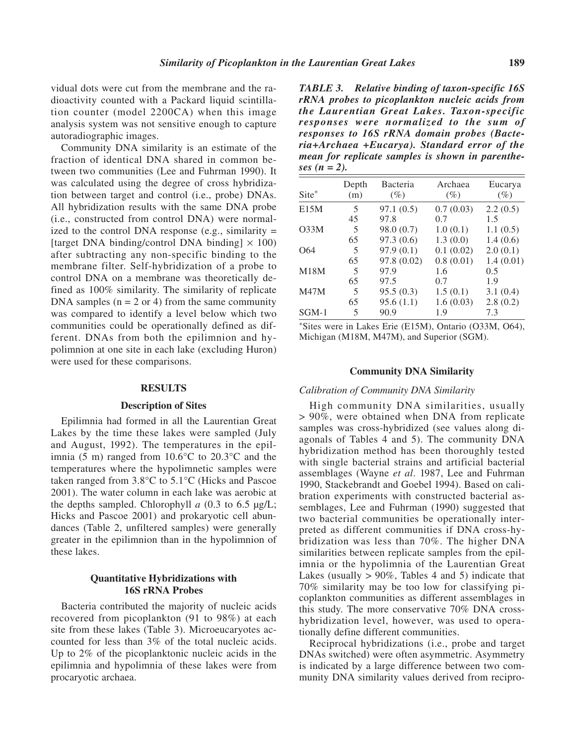vidual dots were cut from the membrane and the radioactivity counted with a Packard liquid scintillation counter (model 2200CA) when this image analysis system was not sensitive enough to capture autoradiographic images.

Community DNA similarity is an estimate of the fraction of identical DNA shared in common between two communities (Lee and Fuhrman 1990). It was calculated using the degree of cross hybridization between target and control (i.e., probe) DNAs. All hybridization results with the same DNA probe (i.e., constructed from control DNA) were normalized to the control DNA response (e.g., similarity = [target DNA binding/control DNA binding] × 100) after subtracting any non-specific binding to the membrane filter. Self-hybridization of a probe to control DNA on a membrane was theoretically defined as 100% similarity. The similarity of replicate DNA samples (n = 2 or 4) from the same community was compared to identify a level below which two communities could be operationally defined as different. DNAs from both the epilimnion and hypolimnion at one site in each lake (excluding Huron) were used for these comparisons.

## RESULTS

### Description of Sites

Epilimnia had formed in all the Laurentian Great Lakes by the time these lakes were sampled (July and August, 1992). The temperatures in the epilimnia (5 m) ranged from 10.6°C to 20.3°C and the temperatures where the hypolimnetic samples were taken ranged from 3.8°C to 5.1°C (Hicks and Pascoe 2001). The water column in each lake was aerobic at the depths sampled. Chlorophyll *a* (0.3 to 6.5 μg/L; Hicks and Pascoe 2001) and prokaryotic cell abundances (Table 2, unfiltered samples) were generally greater in the epilimnion than in the hypolimnion of these lakes.

### Quantitative Hybridizations with 16S rRNA Probes

Bacteria contributed the majority of nucleic acids recovered from picoplankton (91 to 98%) at each site from these lakes (Table 3). Microeucaryotes accounted for less than 3% of the total nucleic acids. Up to 2% of the picoplanktonic nucleic acids in the epilimnia and hypolimnia of these lakes were from procaryotic archaea.

***TABLE 3. Relative binding of taxon-specific 16S rRNA probes to picoplankton nucleic acids from the Laurentian Great Lakes. Taxon-specific responses were normalized to the sum of responses to 16S rRNA domain probes (Bacteria+Archaea +Eucarya). Standard error of the mean for replicate samples is shown in parentheses (n = 2).***

| Site* | Depth (m) | Bacteria (%) | Archaea (%) | Eucarya (%) |
|---|---|---|---|---|
| E15M | 5 | 97.1 (0.5) | 0.7 (0.03) | 2.2 (0.5) |
| | 45 | 97.8 | 0.7 | 1.5 |
| O33M | 5 | 98.0 (0.7) | 1.0 (0.1) | 1.1 (0.5) |
| | 65 | 97.3 (0.6) | 1.3 (0.0) | 1.4 (0.6) |
| O64 | 5 | 97.9 (0.1) | 0.1 (0.02) | 2.0 (0.1) |
| | 65 | 97.8 (0.02) | 0.8 (0.01) | 1.4 (0.01) |
| M18M | 5 | 97.9 | 1.6 | 0.5 |
| | 65 | 97.5 | 0.7 | 1.9 |
| M47M | 5 | 95.5 (0.3) | 1.5 (0.1) | 3.1 (0.4) |
| | 65 | 95.6 (1.1) | 1.6 (0.03) | 2.8 (0.2) |
| SGM-1 | 5 | 90.9 | 1.9 | 7.3 |

*Sites were in Lakes Erie (E15M), Ontario (O33M, O64), Michigan (M18M, M47M), and Superior (SGM).

### Community DNA Similarity

#### *Calibration of Community DNA Similarity*

High community DNA similarities, usually > 90%, were obtained when DNA from replicate samples was cross-hybridized (see values along diagonals of Tables 4 and 5). The community DNA hybridization method has been thoroughly tested with single bacterial strains and artificial bacterial assemblages (Wayne *et al*. 1987, Lee and Fuhrman 1990, Stackebrandt and Goebel 1994). Based on calibration experiments with constructed bacterial assemblages, Lee and Fuhrman (1990) suggested that two bacterial communities be operationally interpreted as different communities if DNA cross-hybridization was less than 70%. The higher DNA similarities between replicate samples from the epilimnia or the hypolimnia of the Laurentian Great Lakes (usually > 90%, Tables 4 and 5) indicate that 70% similarity may be too low for classifying picoplankton communities as different assemblages in this study. The more conservative 70% DNA cross-hybridization level, however, was used to operationally define different communities.

Reciprocal hybridizations (i.e., probe and target DNAs switched) were often asymmetric. Asymmetry is indicated by a large difference between two community DNA similarity values derived from recipro-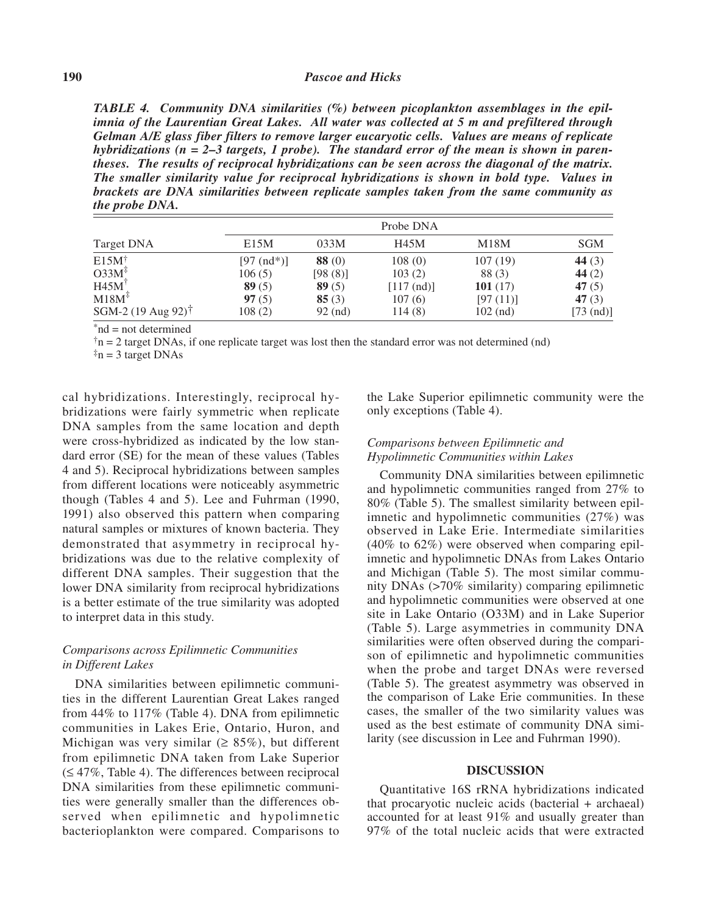*TABLE 4. Community DNA similarities (%) between picoplankton assemblages in the epilimnia of the Laurentian Great Lakes. All water was collected at 5 m and prefiltered through Gelman A/E glass fiber filters to remove larger eucaryotic cells. Values are means of replicate hybridizations (n = 2–3 targets, 1 probe). The standard error of the mean is shown in parentheses. The results of reciprocal hybridizations can be seen across the diagonal of the matrix. The smaller similarity value for reciprocal hybridizations is shown in bold type. Values in brackets are DNA similarities between replicate samples taken from the same community as the probe DNA.*

| Target DNA | Probe DNA | | | | |
|---|---|---|---|---|---|
| | E15M | 033M | H45M | M18M | SGM |
| E15M[†] | [97 (nd*)] | **88** (0) | 108 (0) | 107 (19) | **44** (3) |
| O33M[‡] | 106 (5) | [98 (8)] | 103 (2) | 88 (3) | **44** (2) |
| H45M[†] | **89** (5) | **89** (5) | [117 (nd)] | **101** (17) | **47** (5) |
| M18M[‡] | **97** (5) | **85** (3) | 107 (6) | [97 (11)] | **47** (3) |
| SGM-2 (19 Aug 92)[†] | 108 (2) | 92 (nd) | 114 (8) | 102 (nd) | [73 (nd)] |

*nd = not determined

[†]n = 2 target DNAs, if one replicate target was lost then the standard error was not determined (nd)

[‡]n = 3 target DNAs

cal hybridizations. Interestingly, reciprocal hybridizations were fairly symmetric when replicate DNA samples from the same location and depth were cross-hybridized as indicated by the low standard error (SE) for the mean of these values (Tables 4 and 5). Reciprocal hybridizations between samples from different locations were noticeably asymmetric though (Tables 4 and 5). Lee and Fuhrman (1990, 1991) also observed this pattern when comparing natural samples or mixtures of known bacteria. They demonstrated that asymmetry in reciprocal hybridizations was due to the relative complexity of different DNA samples. Their suggestion that the lower DNA similarity from reciprocal hybridizations is a better estimate of the true similarity was adopted to interpret data in this study.

### *Comparisons across Epilimnetic Communities in Different Lakes*

DNA similarities between epilimnetic communities in the different Laurentian Great Lakes ranged from 44% to 117% (Table 4). DNA from epilimnetic communities in Lakes Erie, Ontario, Huron, and Michigan was very similar (≥ 85%), but different from epilimnetic DNA taken from Lake Superior (≤ 47%, Table 4). The differences between reciprocal DNA similarities from these epilimnetic communities were generally smaller than the differences observed when epilimnetic and hypolimnetic bacterioplankton were compared. Comparisons to the Lake Superior epilimnetic community were the only exceptions (Table 4).

### *Comparisons between Epilimnetic and Hypolimnetic Communities within Lakes*

Community DNA similarities between epilimnetic and hypolimnetic communities ranged from 27% to 80% (Table 5). The smallest similarity between epilimnetic and hypolimnetic communities (27%) was observed in Lake Erie. Intermediate similarities (40% to 62%) were observed when comparing epilimnetic and hypolimnetic DNAs from Lakes Ontario and Michigan (Table 5). The most similar community DNAs (>70% similarity) comparing epilimnetic and hypolimnetic communities were observed at one site in Lake Ontario (O33M) and in Lake Superior (Table 5). Large asymmetries in community DNA similarities were often observed during the comparison of epilimnetic and hypolimnetic communities when the probe and target DNAs were reversed (Table 5). The greatest asymmetry was observed in the comparison of Lake Erie communities. In these cases, the smaller of the two similarity values was used as the best estimate of community DNA similarity (see discussion in Lee and Fuhrman 1990).

## DISCUSSION

Quantitative 16S rRNA hybridizations indicated that procaryotic nucleic acids (bacterial + archaeal) accounted for at least 91% and usually greater than 97% of the total nucleic acids that were extracted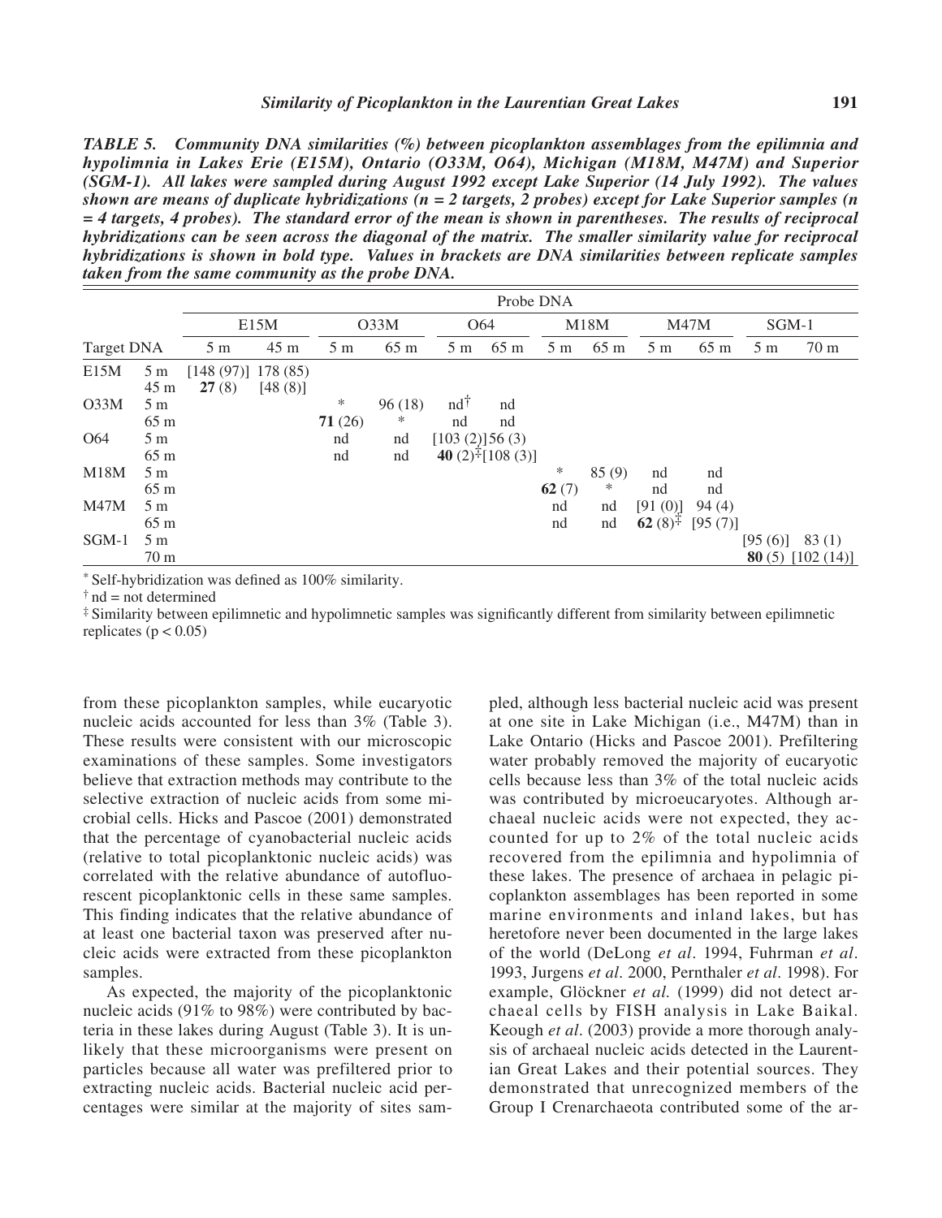***TABLE 5. Community DNA similarities (%) between picoplankton assemblages from the epilimnia and hypolimnia in Lakes Erie (E15M), Ontario (O33M, O64), Michigan (M18M, M47M) and Superior (SGM-1). All lakes were sampled during August 1992 except Lake Superior (14 July 1992). The values shown are means of duplicate hybridizations (n = 2 targets, 2 probes) except for Lake Superior samples (n = 4 targets, 4 probes). The standard error of the mean is shown in parentheses. The results of reciprocal hybridizations can be seen across the diagonal of the matrix. The smaller similarity value for reciprocal hybridizations is shown in bold type. Values in brackets are DNA similarities between replicate samples taken from the same community as the probe DNA.***

| | | Probe DNA | | | | | | | | | | | |
|---|---|---|---|---|---|---|---|---|---|---|---|---|---|
| | | E15M | | O33M | | O64 | | M18M | | M47M | | SGM-1 | |
| Target DNA | | 5 m | 45 m | 5 m | 65 m | 5 m | 65 m | 5 m | 65 m | 5 m | 65 m | 5 m | 70 m |
| E15M | 5 m | [148 (97)] | 178 (85) | | | | | | | | | | |
| | 45 m | **27** (8) | [48 (8)] | | | | | | | | | | |
| O33M | 5 m | | | * | 96 (18) | nd† | nd | | | | | | |
| | 65 m | | | **71** (26) | * | nd | nd | | | | | | |
| O64 | 5 m | | | nd | nd | [103 (2)] | 56 (3) | | | | | | |
| | 65 m | | | nd | nd | **40** (2)‡ | [108 (3)] | | | | | | |
| M18M | 5 m | | | | | | | * | 85 (9) | nd | nd | | |
| | 65 m | | | | | | | **62** (7) | * | nd | nd | | |
| M47M | 5 m | | | | | | | nd | nd | [91 (0)] | 94 (4) | | |
| | 65 m | | | | | | | nd | nd | **62** (8)‡ | [95 (7)] | | |
| SGM-1 | 5 m | | | | | | | | | | | [95 (6)] | 83 (1) |
| | 70 m | | | | | | | | | | | **80** (5) | [102 (14)] |

* Self-hybridization was defined as 100% similarity.

† nd = not determined

‡ Similarity between epilimnetic and hypolimnetic samples was significantly different from similarity between epilimnetic replicates ($p < 0.05$)

from these picoplankton samples, while eucaryotic nucleic acids accounted for less than 3% (Table 3). These results were consistent with our microscopic examinations of these samples. Some investigators believe that extraction methods may contribute to the selective extraction of nucleic acids from some microbial cells. Hicks and Pascoe (2001) demonstrated that the percentage of cyanobacterial nucleic acids (relative to total picoplanktonic nucleic acids) was correlated with the relative abundance of autofluorescent picoplanktonic cells in these same samples. This finding indicates that the relative abundance of at least one bacterial taxon was preserved after nucleic acids were extracted from these picoplankton samples.

As expected, the majority of the picoplanktonic nucleic acids (91% to 98%) were contributed by bacteria in these lakes during August (Table 3). It is unlikely that these microorganisms were present on particles because all water was prefiltered prior to extracting nucleic acids. Bacterial nucleic acid percentages were similar at the majority of sites sampled, although less bacterial nucleic acid was present at one site in Lake Michigan (i.e., M47M) than in Lake Ontario (Hicks and Pascoe 2001). Prefiltering water probably removed the majority of eucaryotic cells because less than 3% of the total nucleic acids was contributed by microeucaryotes. Although archaeal nucleic acids were not expected, they accounted for up to 2% of the total nucleic acids recovered from the epilimnia and hypolimnia of these lakes. The presence of archaea in pelagic picoplankton assemblages has been reported in some marine environments and inland lakes, but has heretofore never been documented in the large lakes of the world (DeLong *et al*. 1994, Fuhrman *et al*. 1993, Jurgens *et al*. 2000, Pernthaler *et al*. 1998). For example, Glöckner *et al.* (1999) did not detect archaeal cells by FISH analysis in Lake Baikal. Keough *et al*. (2003) provide a more thorough analysis of archaeal nucleic acids detected in the Laurentian Great Lakes and their potential sources. They demonstrated that unrecognized members of the Group I Crenarchaeota contributed some of the ar-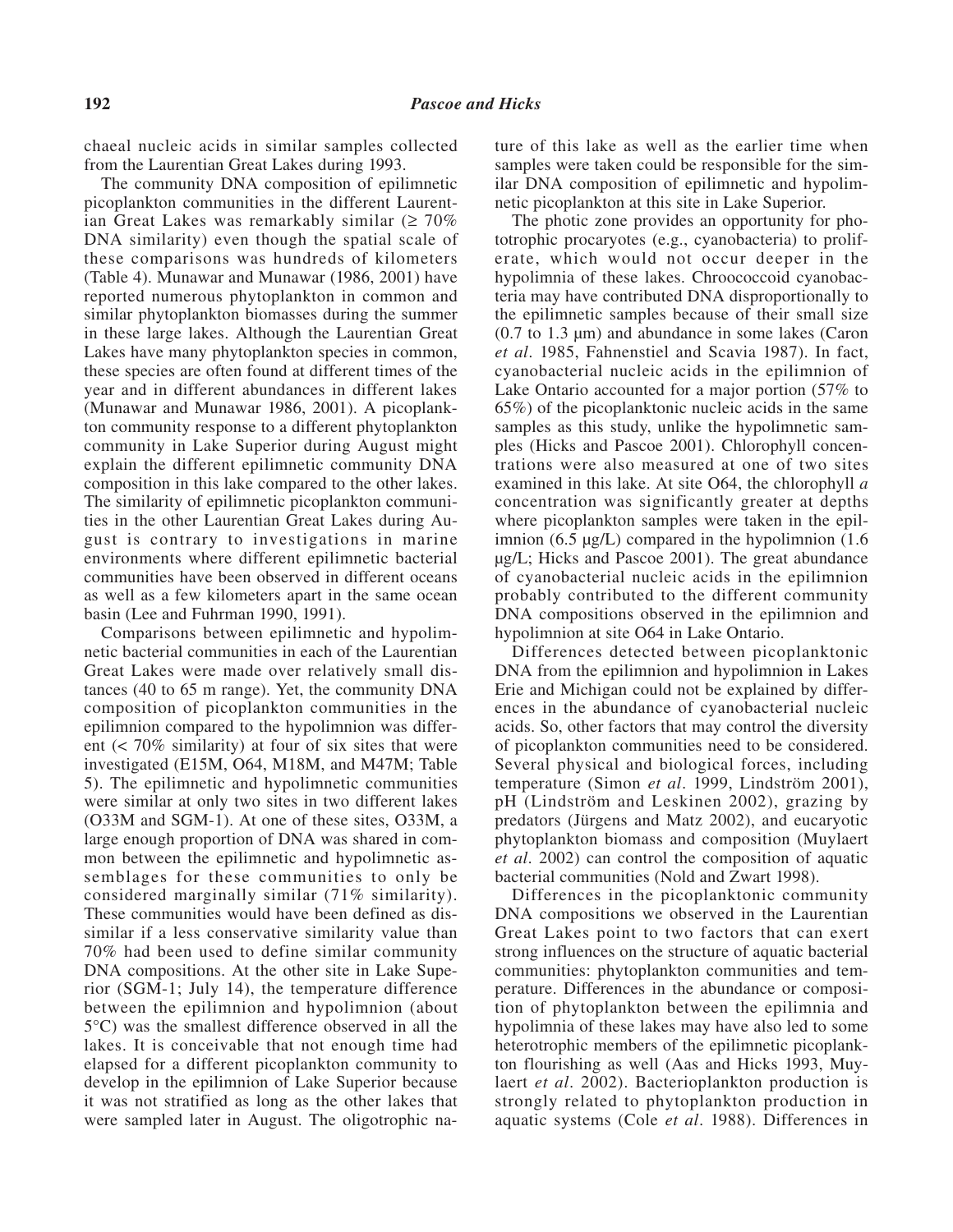chaeal nucleic acids in similar samples collected from the Laurentian Great Lakes during 1993.

The community DNA composition of epilimnetic picoplankton communities in the different Laurentian Great Lakes was remarkably similar (≥ 70% DNA similarity) even though the spatial scale of these comparisons was hundreds of kilometers (Table 4). Munawar and Munawar (1986, 2001) have reported numerous phytoplankton in common and similar phytoplankton biomasses during the summer in these large lakes. Although the Laurentian Great Lakes have many phytoplankton species in common, these species are often found at different times of the year and in different abundances in different lakes (Munawar and Munawar 1986, 2001). A picoplankton community response to a different phytoplankton community in Lake Superior during August might explain the different epilimnetic community DNA composition in this lake compared to the other lakes. The similarity of epilimnetic picoplankton communities in the other Laurentian Great Lakes during August is contrary to investigations in marine environments where different epilimnetic bacterial communities have been observed in different oceans as well as a few kilometers apart in the same ocean basin (Lee and Fuhrman 1990, 1991).

Comparisons between epilimnetic and hypolimnetic bacterial communities in each of the Laurentian Great Lakes were made over relatively small distances (40 to 65 m range). Yet, the community DNA composition of picoplankton communities in the epilimnion compared to the hypolimnion was different (< 70% similarity) at four of six sites that were investigated (E15M, O64, M18M, and M47M; Table 5). The epilimnetic and hypolimnetic communities were similar at only two sites in two different lakes (O33M and SGM-1). At one of these sites, O33M, a large enough proportion of DNA was shared in common between the epilimnetic and hypolimnetic assemblages for these communities to only be considered marginally similar (71% similarity). These communities would have been defined as dissimilar if a less conservative similarity value than 70% had been used to define similar community DNA compositions. At the other site in Lake Superior (SGM-1; July 14), the temperature difference between the epilimnion and hypolimnion (about 5°C) was the smallest difference observed in all the lakes. It is conceivable that not enough time had elapsed for a different picoplankton community to develop in the epilimnion of Lake Superior because it was not stratified as long as the other lakes that were sampled later in August. The oligotrophic nature of this lake as well as the earlier time when samples were taken could be responsible for the similar DNA composition of epilimnetic and hypolimnetic picoplankton at this site in Lake Superior.

The photic zone provides an opportunity for phototrophic procaryotes (e.g., cyanobacteria) to proliferate, which would not occur deeper in the hypolimnia of these lakes. Chroococcoid cyanobacteria may have contributed DNA disproportionally to the epilimnetic samples because of their small size (0.7 to 1.3 μm) and abundance in some lakes (Caron *et al*. 1985, Fahnenstiel and Scavia 1987). In fact, cyanobacterial nucleic acids in the epilimnion of Lake Ontario accounted for a major portion (57% to 65%) of the picoplanktonic nucleic acids in the same samples as this study, unlike the hypolimnetic samples (Hicks and Pascoe 2001). Chlorophyll concentrations were also measured at one of two sites examined in this lake. At site O64, the chlorophyll *a* concentration was significantly greater at depths where picoplankton samples were taken in the epilimnion (6.5 μg/L) compared in the hypolimnion (1.6 μg/L; Hicks and Pascoe 2001). The great abundance of cyanobacterial nucleic acids in the epilimnion probably contributed to the different community DNA compositions observed in the epilimnion and hypolimnion at site O64 in Lake Ontario.

Differences detected between picoplanktonic DNA from the epilimnion and hypolimnion in Lakes Erie and Michigan could not be explained by differences in the abundance of cyanobacterial nucleic acids. So, other factors that may control the diversity of picoplankton communities need to be considered. Several physical and biological forces, including temperature (Simon *et al*. 1999, Lindström 2001), pH (Lindström and Leskinen 2002), grazing by predators (Jürgens and Matz 2002), and eucaryotic phytoplankton biomass and composition (Muylaert *et al*. 2002) can control the composition of aquatic bacterial communities (Nold and Zwart 1998).

Differences in the picoplanktonic community DNA compositions we observed in the Laurentian Great Lakes point to two factors that can exert strong influences on the structure of aquatic bacterial communities: phytoplankton communities and temperature. Differences in the abundance or composition of phytoplankton between the epilimnia and hypolimnia of these lakes may have also led to some heterotrophic members of the epilimnetic picoplankton flourishing as well (Aas and Hicks 1993, Muylaert *et al*. 2002). Bacterioplankton production is strongly related to phytoplankton production in aquatic systems (Cole *et al*. 1988). Differences in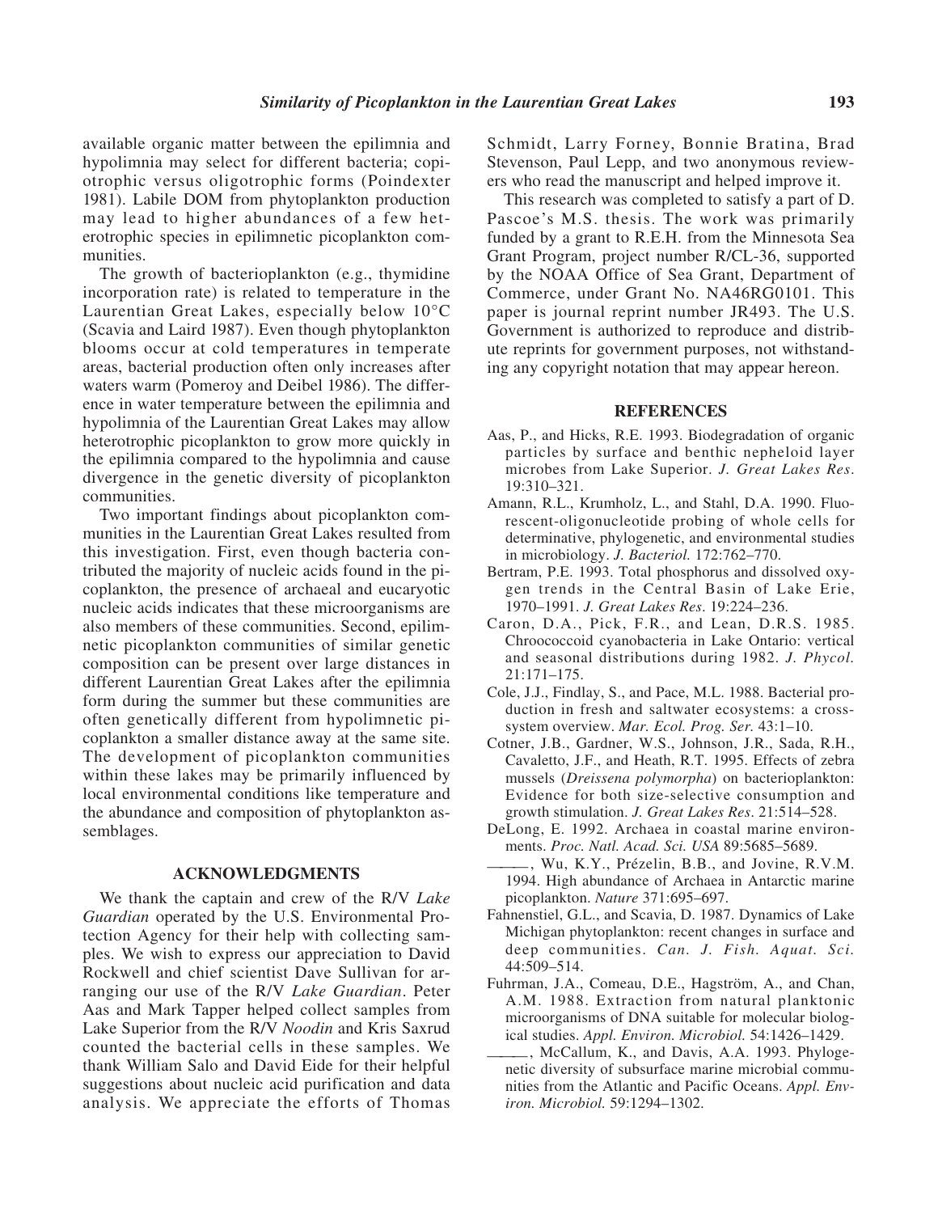available organic matter between the epilimnia and hypolimnia may select for different bacteria; copiotrophic versus oligotrophic forms (Poindexter 1981). Labile DOM from phytoplankton production may lead to higher abundances of a few heterotrophic species in epilimnetic picoplankton communities.

The growth of bacterioplankton (e.g., thymidine incorporation rate) is related to temperature in the Laurentian Great Lakes, especially below 10°C (Scavia and Laird 1987). Even though phytoplankton blooms occur at cold temperatures in temperate areas, bacterial production often only increases after waters warm (Pomeroy and Deibel 1986). The difference in water temperature between the epilimnia and hypolimnia of the Laurentian Great Lakes may allow heterotrophic picoplankton to grow more quickly in the epilimnia compared to the hypolimnia and cause divergence in the genetic diversity of picoplankton communities.

Two important findings about picoplankton communities in the Laurentian Great Lakes resulted from this investigation. First, even though bacteria contributed the majority of nucleic acids found in the picoplankton, the presence of archaeal and eucaryotic nucleic acids indicates that these microorganisms are also members of these communities. Second, epilimnetic picoplankton communities of similar genetic composition can be present over large distances in different Laurentian Great Lakes after the epilimnia form during the summer but these communities are often genetically different from hypolimnetic picoplankton a smaller distance away at the same site. The development of picoplankton communities within these lakes may be primarily influenced by local environmental conditions like temperature and the abundance and composition of phytoplankton assemblages.

## ACKNOWLEDGMENTS

We thank the captain and crew of the R/V *Lake Guardian* operated by the U.S. Environmental Protection Agency for their help with collecting samples. We wish to express our appreciation to David Rockwell and chief scientist Dave Sullivan for arranging our use of the R/V *Lake Guardian*. Peter Aas and Mark Tapper helped collect samples from Lake Superior from the R/V *Noodin* and Kris Saxrud counted the bacterial cells in these samples. We thank William Salo and David Eide for their helpful suggestions about nucleic acid purification and data analysis. We appreciate the efforts of Thomas Schmidt, Larry Forney, Bonnie Bratina, Brad Stevenson, Paul Lepp, and two anonymous reviewers who read the manuscript and helped improve it.

This research was completed to satisfy a part of D. Pascoe's M.S. thesis. The work was primarily funded by a grant to R.E.H. from the Minnesota Sea Grant Program, project number R/CL-36, supported by the NOAA Office of Sea Grant, Department of Commerce, under Grant No. NA46RG0101. This paper is journal reprint number JR493. The U.S. Government is authorized to reproduce and distribute reprints for government purposes, not withstanding any copyright notation that may appear hereon.

## REFERENCES

Aas, P., and Hicks, R.E. 1993. Biodegradation of organic particles by surface and benthic nepheloid layer microbes from Lake Superior. *J. Great Lakes Res.* 19:310–321.

Amann, R.L., Krumholz, L., and Stahl, D.A. 1990. Fluorescent-oligonucleotide probing of whole cells for determinative, phylogenetic, and environmental studies in microbiology. *J. Bacteriol.* 172:762–770.

Bertram, P.E. 1993. Total phosphorus and dissolved oxygen trends in the Central Basin of Lake Erie, 1970–1991. *J. Great Lakes Res.* 19:224–236.

Caron, D.A., Pick, F.R., and Lean, D.R.S. 1985. Chroococcoid cyanobacteria in Lake Ontario: vertical and seasonal distributions during 1982. *J. Phycol.* 21:171–175.

Cole, J.J., Findlay, S., and Pace, M.L. 1988. Bacterial production in fresh and saltwater ecosystems: a cross-system overview. *Mar. Ecol. Prog. Ser.* 43:1–10.

Cotner, J.B., Gardner, W.S., Johnson, J.R., Sada, R.H., Cavaletto, J.F., and Heath, R.T. 1995. Effects of zebra mussels (*Dreissena polymorpha*) on bacterioplankton: Evidence for both size-selective consumption and growth stimulation. *J. Great Lakes Res.* 21:514–528.

DeLong, E. 1992. Archaea in coastal marine environments. *Proc. Natl. Acad. Sci. USA* 89:5685–5689.

______, Wu, K.Y., Prézelin, B.B., and Jovine, R.V.M. 1994. High abundance of Archaea in Antarctic marine picoplankton. *Nature* 371:695–697.

Fahnenstiel, G.L., and Scavia, D. 1987. Dynamics of Lake Michigan phytoplankton: recent changes in surface and deep communities. *Can. J. Fish. Aquat. Sci.* 44:509–514.

Fuhrman, J.A., Comeau, D.E., Hagström, A., and Chan, A.M. 1988. Extraction from natural planktonic microorganisms of DNA suitable for molecular biological studies. *Appl. Environ. Microbiol.* 54:1426–1429.

______, McCallum, K., and Davis, A.A. 1993. Phylogenetic diversity of subsurface marine microbial communities from the Atlantic and Pacific Oceans. *Appl. Environ. Microbiol.* 59:1294–1302.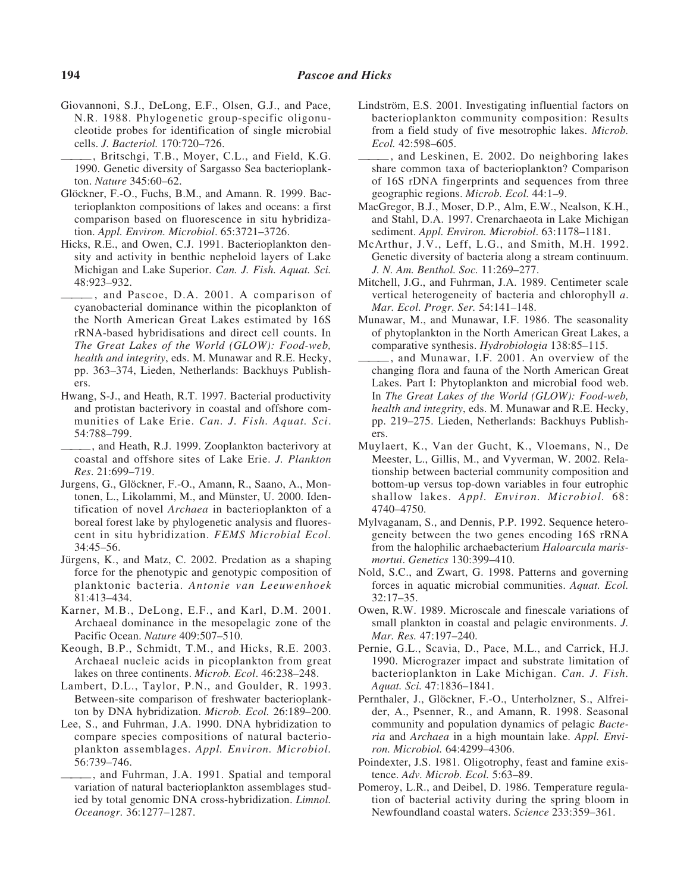Giovannoni, S.J., DeLong, E.F., Olsen, G.J., and Pace, N.R. 1988. Phylogenetic group-specific oligonucleotide probes for identification of single microbial cells. *J. Bacteriol.* 170:720–726.

———, Britschgi, T.B., Moyer, C.L., and Field, K.G. 1990. Genetic diversity of Sargasso Sea bacterioplankton. *Nature* 345:60–62.

Glöckner, F.-O., Fuchs, B.M., and Amann. R. 1999. Bacterioplankton compositions of lakes and oceans: a first comparison based on fluorescence in situ hybridization. *Appl. Environ. Microbiol*. 65:3721–3726.

Hicks, R.E., and Owen, C.J. 1991. Bacterioplankton density and activity in benthic nepheloid layers of Lake Michigan and Lake Superior. *Can. J. Fish. Aquat. Sci.* 48:923–932.

———, and Pascoe, D.A. 2001. A comparison of cyanobacterial dominance within the picoplankton of the North American Great Lakes estimated by 16S rRNA-based hybridisations and direct cell counts. In *The Great Lakes of the World (GLOW): Food-web, health and integrity*, eds. M. Munawar and R.E. Hecky, pp. 363–374, Lieden, Netherlands: Backhuys Publishers.

Hwang, S-J., and Heath, R.T. 1997. Bacterial productivity and protistan bacterivory in coastal and offshore communities of Lake Erie. *Can. J. Fish. Aquat. Sci*. 54:788–799.

———, and Heath, R.J. 1999. Zooplankton bacterivory at coastal and offshore sites of Lake Erie. *J. Plankton Res*. 21:699–719.

Jurgens, G., Glöckner, F.-O., Amann, R., Saano, A., Montonen, L., Likolammi, M., and Münster, U. 2000. Identification of novel *Archaea* in bacterioplankton of a boreal forest lake by phylogenetic analysis and fluorescent in situ hybridization. *FEMS Microbial Ecol.* 34:45–56.

Jürgens, K., and Matz, C. 2002. Predation as a shaping force for the phenotypic and genotypic composition of planktonic bacteria. *Antonie van Leeuwenhoek* 81:413–434.

Karner, M.B., DeLong, E.F., and Karl, D.M. 2001. Archaeal dominance in the mesopelagic zone of the Pacific Ocean. *Nature* 409:507–510.

Keough, B.P., Schmidt, T.M., and Hicks, R.E. 2003. Archaeal nucleic acids in picoplankton from great lakes on three continents. *Microb. Ecol*. 46:238–248.

Lambert, D.L., Taylor, P.N., and Goulder, R. 1993. Between-site comparison of freshwater bacterioplankton by DNA hybridization. *Microb. Ecol.* 26:189–200.

Lee, S., and Fuhrman, J.A. 1990. DNA hybridization to compare species compositions of natural bacterioplankton assemblages. *Appl. Environ. Microbiol.* 56:739–746.

———, and Fuhrman, J.A. 1991. Spatial and temporal variation of natural bacterioplankton assemblages studied by total genomic DNA cross-hybridization. *Limnol. Oceanogr.* 36:1277–1287.

Lindström, E.S. 2001. Investigating influential factors on bacterioplankton community composition: Results from a field study of five mesotrophic lakes. *Microb. Ecol.* 42:598–605.

———, and Leskinen, E. 2002. Do neighboring lakes share common taxa of bacterioplankton? Comparison of 16S rDNA fingerprints and sequences from three geographic regions. *Microb. Ecol.* 44:1–9.

MacGregor, B.J., Moser, D.P., Alm, E.W., Nealson, K.H., and Stahl, D.A. 1997. Crenarchaeota in Lake Michigan sediment. *Appl. Environ. Microbiol*. 63:1178–1181.

McArthur, J.V., Leff, L.G., and Smith, M.H. 1992. Genetic diversity of bacteria along a stream continuum. *J. N. Am. Benthol. Soc.* 11:269–277.

Mitchell, J.G., and Fuhrman, J.A. 1989. Centimeter scale vertical heterogeneity of bacteria and chlorophyll *a*. *Mar. Ecol. Progr. Ser.* 54:141–148.

Munawar, M., and Munawar, I.F. 1986. The seasonality of phytoplankton in the North American Great Lakes, a comparative synthesis. *Hydrobiologia* 138:85–115.

———, and Munawar, I.F. 2001. An overview of the changing flora and fauna of the North American Great Lakes. Part I: Phytoplankton and microbial food web. In *The Great Lakes of the World (GLOW): Food-web, health and integrity*, eds. M. Munawar and R.E. Hecky, pp. 219–275. Lieden, Netherlands: Backhuys Publishers.

Muylaert, K., Van der Gucht, K., Vloemans, N., De Meester, L., Gillis, M., and Vyverman, W. 2002. Relationship between bacterial community composition and bottom-up versus top-down variables in four eutrophic shallow lakes. *Appl. Environ. Microbiol.* 68: 4740–4750.

Mylvaganam, S., and Dennis, P.P. 1992. Sequence heterogeneity between the two genes encoding 16S rRNA from the halophilic archaebacterium *Haloarcula marismortui*. *Genetics* 130:399–410.

Nold, S.C., and Zwart, G. 1998. Patterns and governing forces in aquatic microbial communities. *Aquat. Ecol.* 32:17–35.

Owen, R.W. 1989. Microscale and finescale variations of small plankton in coastal and pelagic environments. *J. Mar. Res.* 47:197–240.

Pernie, G.L., Scavia, D., Pace, M.L., and Carrick, H.J. 1990. Micrograzer impact and substrate limitation of bacterioplankton in Lake Michigan. *Can. J. Fish. Aquat. Sci.* 47:1836–1841.

Pernthaler, J., Glöckner, F.-O., Unterholzner, S., Alfreider, A., Psenner, R., and Amann, R. 1998. Seasonal community and population dynamics of pelagic *Bacteria* and *Archaea* in a high mountain lake. *Appl. Environ. Microbiol.* 64:4299–4306.

Poindexter, J.S. 1981. Oligotrophy, feast and famine existence. *Adv. Microb. Ecol.* 5:63–89.

Pomeroy, L.R., and Deibel, D. 1986. Temperature regulation of bacterial activity during the spring bloom in Newfoundland coastal waters. *Science* 233:359–361.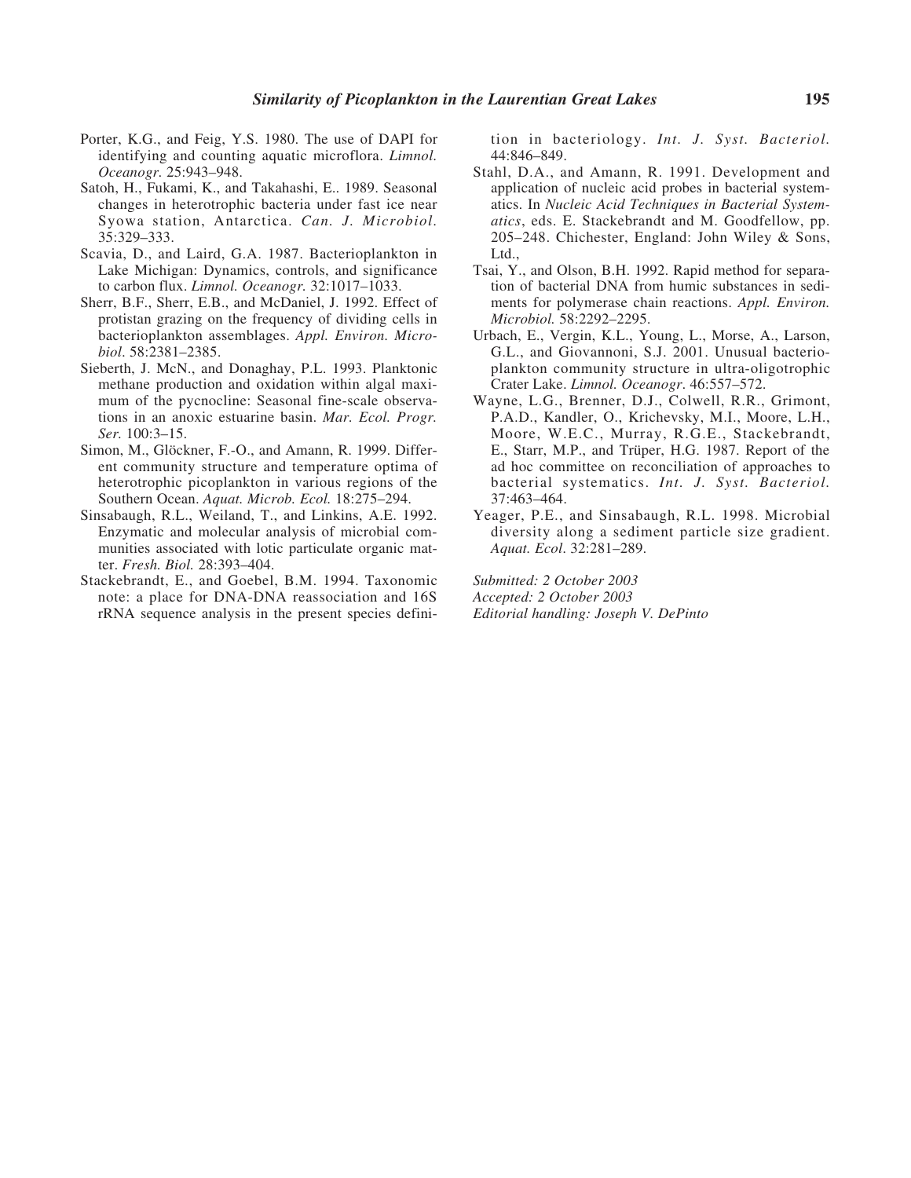Porter, K.G., and Feig, Y.S. 1980. The use of DAPI for identifying and counting aquatic microflora. *Limnol. Oceanogr.* 25:943–948.

Satoh, H., Fukami, K., and Takahashi, E.. 1989. Seasonal changes in heterotrophic bacteria under fast ice near Syowa station, Antarctica. *Can. J. Microbiol.* 35:329–333.

Scavia, D., and Laird, G.A. 1987. Bacterioplankton in Lake Michigan: Dynamics, controls, and significance to carbon flux. *Limnol. Oceanogr.* 32:1017–1033.

Sherr, B.F., Sherr, E.B., and McDaniel, J. 1992. Effect of protistan grazing on the frequency of dividing cells in bacterioplankton assemblages. *Appl. Environ. Microbiol*. 58:2381–2385.

Sieberth, J. McN., and Donaghay, P.L. 1993. Planktonic methane production and oxidation within algal maximum of the pycnocline: Seasonal fine-scale observations in an anoxic estuarine basin. *Mar. Ecol. Progr. Ser.* 100:3–15.

Simon, M., Glöckner, F.-O., and Amann, R. 1999. Different community structure and temperature optima of heterotrophic picoplankton in various regions of the Southern Ocean. *Aquat. Microb. Ecol.* 18:275–294.

Sinsabaugh, R.L., Weiland, T., and Linkins, A.E. 1992. Enzymatic and molecular analysis of microbial communities associated with lotic particulate organic matter. *Fresh. Biol.* 28:393–404.

Stackebrandt, E., and Goebel, B.M. 1994. Taxonomic note: a place for DNA-DNA reassociation and 16S rRNA sequence analysis in the present species definition in bacteriology. *Int. J. Syst. Bacteriol.* 44:846–849.

Stahl, D.A., and Amann, R. 1991. Development and application of nucleic acid probes in bacterial systematics. In *Nucleic Acid Techniques in Bacterial Systematics*, eds. E. Stackebrandt and M. Goodfellow, pp. 205–248. Chichester, England: John Wiley & Sons, Ltd.,

Tsai, Y., and Olson, B.H. 1992. Rapid method for separation of bacterial DNA from humic substances in sediments for polymerase chain reactions. *Appl. Environ. Microbiol.* 58:2292–2295.

Urbach, E., Vergin, K.L., Young, L., Morse, A., Larson, G.L., and Giovannoni, S.J. 2001. Unusual bacterioplankton community structure in ultra-oligotrophic Crater Lake. *Limnol. Oceanogr*. 46:557–572.

Wayne, L.G., Brenner, D.J., Colwell, R.R., Grimont, P.A.D., Kandler, O., Krichevsky, M.I., Moore, L.H., Moore, W.E.C., Murray, R.G.E., Stackebrandt, E., Starr, M.P., and Trüper, H.G. 1987. Report of the ad hoc committee on reconciliation of approaches to bacterial systematics. *Int. J. Syst. Bacteriol.* 37:463–464.

Yeager, P.E., and Sinsabaugh, R.L. 1998. Microbial diversity along a sediment particle size gradient. *Aquat. Ecol*. 32:281–289.

*Submitted: 2 October 2003*
*Accepted: 2 October 2003*
*Editorial handling: Joseph V. DePinto*